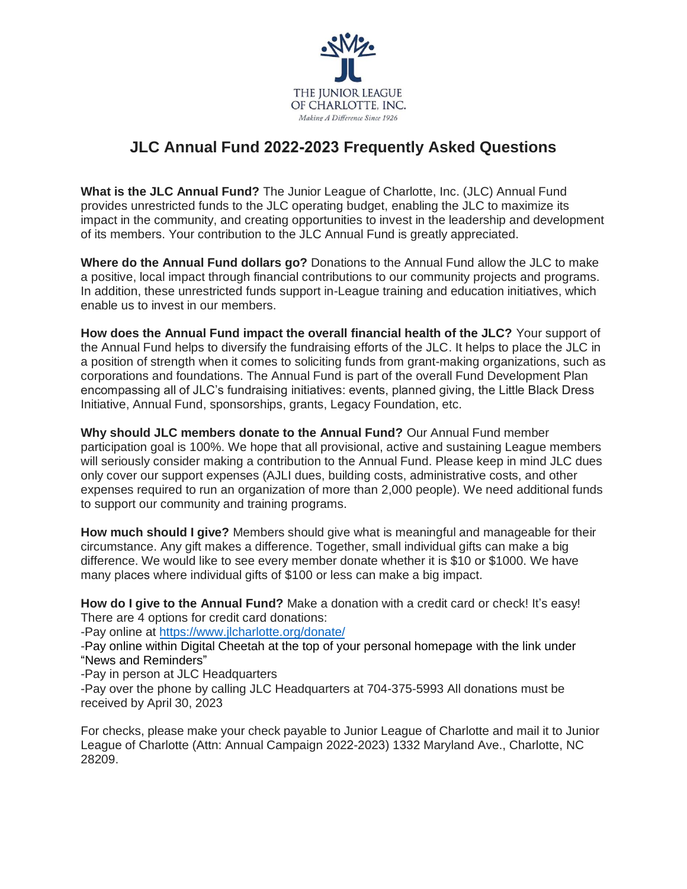THE JUNIOR LEAGUE OF CHARLOTTE, INC.

*Making A Difference Since 1926*

# JLC Annual Fund 2022-2023 Frequently Asked Questions

**What is the JLC Annual Fund?** The Junior League of Charlotte, Inc. (JLC) Annual Fund provides unrestricted funds to the JLC operating budget, enabling the JLC to maximize its impact in the community, and creating opportunities to invest in the leadership and development of its members. Your contribution to the JLC Annual Fund is greatly appreciated.

**Where do the Annual Fund dollars go?** Donations to the Annual Fund allow the JLC to make a positive, local impact through financial contributions to our community projects and programs. In addition, these unrestricted funds support in-League training and education initiatives, which enable us to invest in our members.

**How does the Annual Fund impact the overall financial health of the JLC?** Your support of the Annual Fund helps to diversify the fundraising efforts of the JLC. It helps to place the JLC in a position of strength when it comes to soliciting funds from grant-making organizations, such as corporations and foundations. The Annual Fund is part of the overall Fund Development Plan encompassing all of JLC's fundraising initiatives: events, planned giving, the Little Black Dress Initiative, Annual Fund, sponsorships, grants, Legacy Foundation, etc.

**Why should JLC members donate to the Annual Fund?** Our Annual Fund member participation goal is 100%. We hope that all provisional, active and sustaining League members will seriously consider making a contribution to the Annual Fund. Please keep in mind JLC dues only cover our support expenses (AJLI dues, building costs, administrative costs, and other expenses required to run an organization of more than 2,000 people). We need additional funds to support our community and training programs.

**How much should I give?** Members should give what is meaningful and manageable for their circumstance. Any gift makes a difference. Together, small individual gifts can make a big difference. We would like to see every member donate whether it is $10 or $1000. We have many places where individual gifts of $100 or less can make a big impact.

**How do I give to the Annual Fund?** Make a donation with a credit card or check! It's easy! There are 4 options for credit card donations:

-Pay online at https://www.jlcharlotte.org/donate/

-Pay online within Digital Cheetah at the top of your personal homepage with the link under "News and Reminders"

-Pay in person at JLC Headquarters

-Pay over the phone by calling JLC Headquarters at 704-375-5993 All donations must be received by April 30, 2023

For checks, please make your check payable to Junior League of Charlotte and mail it to Junior League of Charlotte (Attn: Annual Campaign 2022-2023) 1332 Maryland Ave., Charlotte, NC 28209.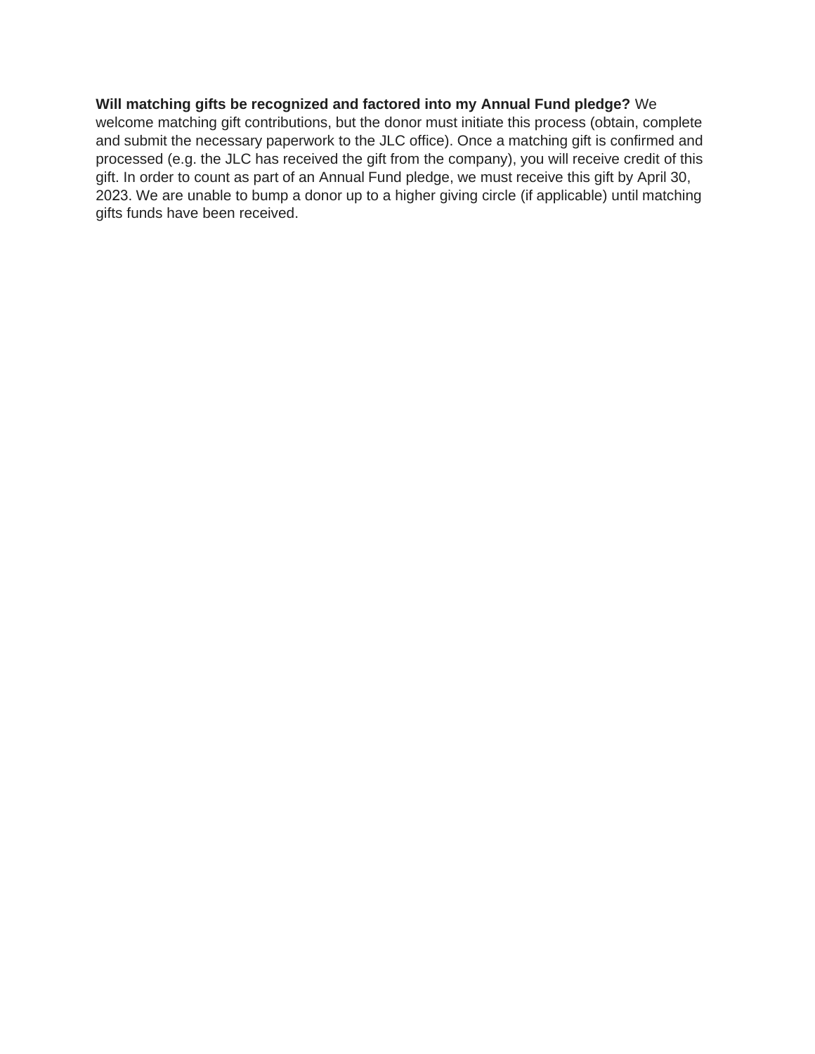**Will matching gifts be recognized and factored into my Annual Fund pledge?** We welcome matching gift contributions, but the donor must initiate this process (obtain, complete and submit the necessary paperwork to the JLC office). Once a matching gift is confirmed and processed (e.g. the JLC has received the gift from the company), you will receive credit of this gift. In order to count as part of an Annual Fund pledge, we must receive this gift by April 30, 2023. We are unable to bump a donor up to a higher giving circle (if applicable) until matching gifts funds have been received.